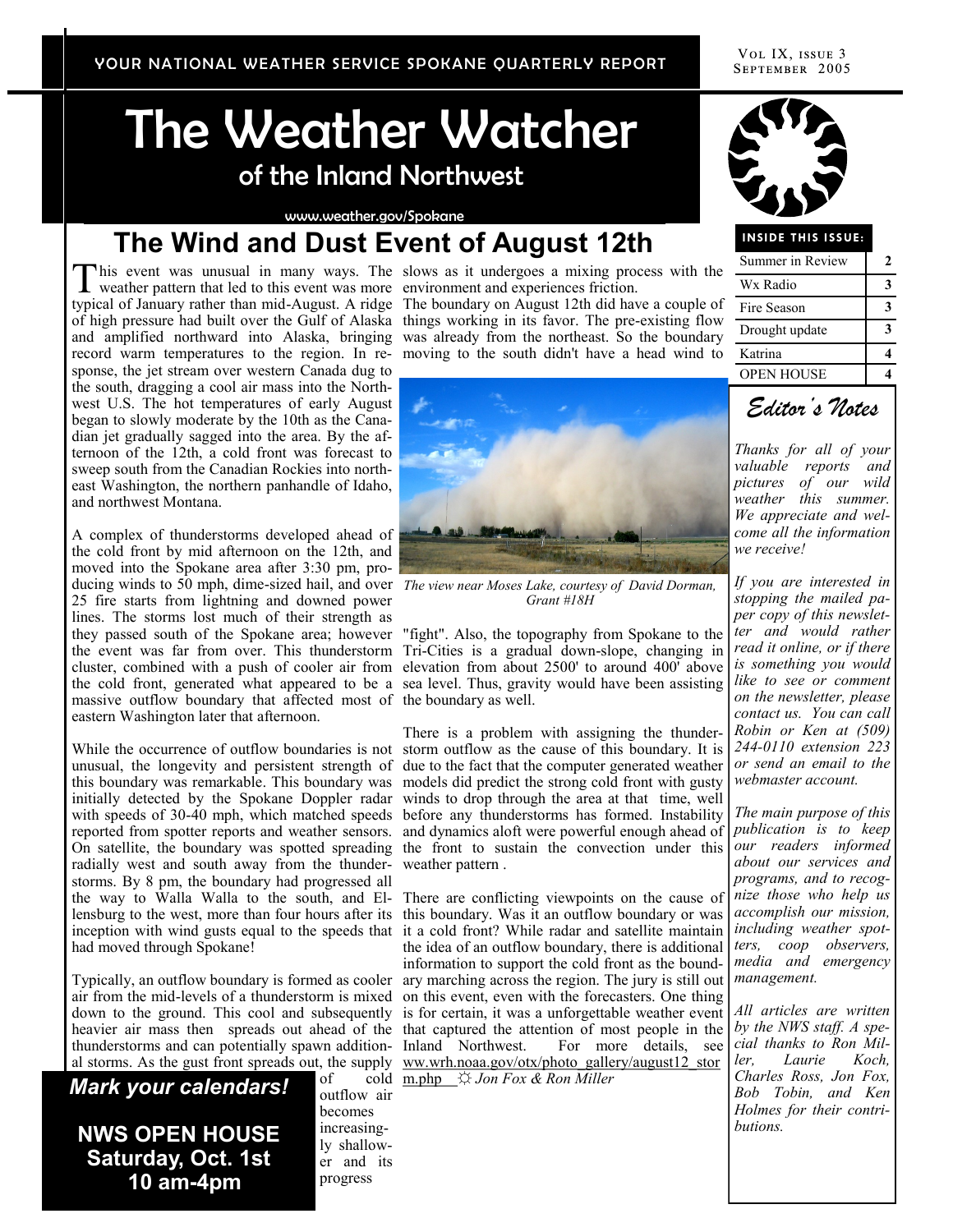YOUR NATIONAL WEATHER SERVICE SPOKANE QUARTERLY REPORT

VOL IX, ISSUE 3
SEPTEMBER 2005

# The Weather Watcher

## of the Inland Northwest

www.weather.gov/Spokane

## The Wind and Dust Event of August 12th

This event was unusual in many ways. The weather pattern that led to this event was more typical of January rather than mid-August. A ridge of high pressure had built over the Gulf of Alaska and amplified northward into Alaska, bringing record warm temperatures to the region. In response, the jet stream over western Canada dug to the south, dragging a cool air mass into the Northwest U.S. The hot temperatures of early August began to slowly moderate by the 10th as the Canadian jet gradually sagged into the area. By the afternoon of the 12th, a cold front was forecast to sweep south from the Canadian Rockies into northeast Washington, the northern panhandle of Idaho, and northwest Montana.

A complex of thunderstorms developed ahead of the cold front by mid afternoon on the 12th, and moved into the Spokane area after 3:30 pm, producing winds to 50 mph, dime-sized hail, and over 25 fire starts from lightning and downed power lines. The storms lost much of their strength as they passed south of the Spokane area; however the event was far from over. This thunderstorm cluster, combined with a push of cooler air from the cold front, generated what appeared to be a massive outflow boundary that affected most of eastern Washington later that afternoon.

While the occurrence of outflow boundaries is not unusual, the longevity and persistent strength of this boundary was remarkable. This boundary was initially detected by the Spokane Doppler radar with speeds of 30-40 mph, which matched speeds reported from spotter reports and weather sensors. On satellite, the boundary was spotted spreading radially west and south away from the thunderstorms. By 8 pm, the boundary had progressed all the way to Walla Walla to the south, and Ellensburg to the west, more than four hours after its inception with wind gusts equal to the speeds that had moved through Spokane!

Typically, an outflow boundary is formed as cooler air from the mid-levels of a thunderstorm is mixed down to the ground. This cool and subsequently heavier air mass then spreads out ahead of the thunderstorms and can potentially spawn additional storms. As the gust front spreads out, the supply of cold outflow air becomes increasingly shallower and its progress slows as it undergoes a mixing process with the environment and experiences friction.

The boundary on August 12th did have a couple of things working in its favor. The pre-existing flow was already from the northeast. So the boundary moving to the south didn't have a head wind to "fight". Also, the topography from Spokane to the Tri-Cities is a gradual down-slope, changing in elevation from about 2500' to around 400' above sea level. Thus, gravity would have been assisting the boundary as well.

*The view near Moses Lake, courtesy of David Dorman, Grant #18H*

There is a problem with assigning the thunderstorm outflow as the cause of this boundary. It is due to the fact that the computer generated weather models did predict the strong cold front with gusty winds to drop through the area at that time, well before any thunderstorms has formed. Instability and dynamics aloft were powerful enough ahead of the front to sustain the convection under this weather pattern .

There are conflicting viewpoints on the cause of this boundary. Was it an outflow boundary or was it a cold front? While radar and satellite maintain the idea of an outflow boundary, there is additional information to support the cold front as the boundary marching across the region. The jury is still out on this event, even with the forecasters. One thing is for certain, it was a unforgettable weather event that captured the attention of most people in the Inland Northwest. For more details, see ww.wrh.noaa.gov/otx/photo_gallery/august12_storm.php ☼ *Jon Fox & Ron Miller*

**Mark your calendars!**

**NWS OPEN HOUSE**
**Saturday, Oct. 1st**
**10 am-4pm**

**INSIDE THIS ISSUE:**

| | |
|---|---|
| Summer in Review | 2 |
| Wx Radio | 3 |
| Fire Season | 3 |
| Drought update | 3 |
| Katrina | 4 |
| OPEN HOUSE | 4 |

### Editor's Notes

*Thanks for all of your valuable reports and pictures of our wild weather this summer. We appreciate and welcome all the information we receive!*

*If you are interested in stopping the mailed paper copy of this newsletter and would rather read it online, or if there is something you would like to see or comment on the newsletter, please contact us. You can call Robin or Ken at (509) 244-0110 extension 223 or send an email to the webmaster account.*

*The main purpose of this publication is to keep our readers informed about our services and programs, and to recognize those who help us accomplish our mission, including weather spotters, coop observers, media and emergency management.*

*All articles are written by the NWS staff. A special thanks to Ron Miller, Laurie Koch, Charles Ross, Jon Fox, Bob Tobin, and Ken Holmes for their contributions.*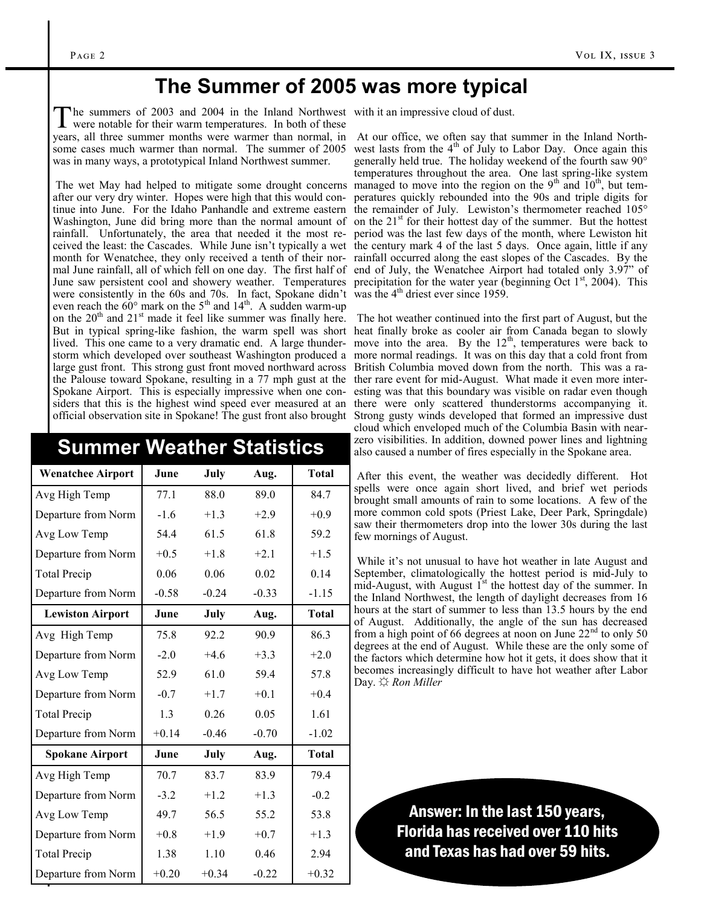# The Summer of 2005 was more typical

The summers of 2003 and 2004 in the Inland Northwest were notable for their warm temperatures. In both of these years, all three summer months were warmer than normal, in some cases much warmer than normal. The summer of 2005 was in many ways, a prototypical Inland Northwest summer.

The wet May had helped to mitigate some drought concerns after our very dry winter. Hopes were high that this would continue into June. For the Idaho Panhandle and extreme eastern Washington, June did bring more than the normal amount of rainfall. Unfortunately, the area that needed it the most received the least: the Cascades. While June isn't typically a wet month for Wenatchee, they only received a tenth of their normal June rainfall, all of which fell on one day. The first half of June saw persistent cool and showery weather. Temperatures were consistently in the 60s and 70s. In fact, Spokane didn't even reach the 60° mark on the 5th and 14th. A sudden warm-up on the 20th and 21st made it feel like summer was finally here. But in typical spring-like fashion, the warm spell was short lived. This one came to a very dramatic end. A large thunderstorm which developed over southeast Washington produced a large gust front. This strong gust front moved northward across the Palouse toward Spokane, resulting in a 77 mph gust at the Spokane Airport. This is especially impressive when one considers that this is the highest wind speed ever measured at an official observation site in Spokane! The gust front also brought with it an impressive cloud of dust.

At our office, we often say that summer in the Inland Northwest lasts from the 4th of July to Labor Day. Once again this generally held true. The holiday weekend of the fourth saw 90° temperatures throughout the area. One last spring-like system managed to move into the region on the 9th and 10th, but temperatures quickly rebounded into the 90s and triple digits for the remainder of July. Lewiston's thermometer reached 105° on the 21st for their hottest day of the summer. But the hottest period was the last few days of the month, where Lewiston hit the century mark 4 of the last 5 days. Once again, little if any rainfall occurred along the east slopes of the Cascades. By the end of July, the Wenatchee Airport had totaled only 3.97" of precipitation for the water year (beginning Oct 1st, 2004). This was the 4th driest ever since 1959.

The hot weather continued into the first part of August, but the heat finally broke as cooler air from Canada began to slowly move into the area. By the 12th, temperatures were back to more normal readings. It was on this day that a cold front from British Columbia moved down from the north. This was a rather rare event for mid-August. What made it even more interesting was that this boundary was visible on radar even though there were only scattered thunderstorms accompanying it. Strong gusty winds developed that formed an impressive dust cloud which enveloped much of the Columbia Basin with near-zero visibilities. In addition, downed power lines and lightning also caused a number of fires especially in the Spokane area.

After this event, the weather was decidedly different. Hot spells were once again short lived, and brief wet periods brought small amounts of rain to some locations. A few of the more common cold spots (Priest Lake, Deer Park, Springdale) saw their thermometers drop into the lower 30s during the last few mornings of August.

While it's not unusual to have hot weather in late August and September, climatologically the hottest period is mid-July to mid-August, with August 1st the hottest day of the summer. In the Inland Northwest, the length of daylight decreases from 16 hours at the start of summer to less than 13.5 hours by the end of August. Additionally, the angle of the sun has decreased from a high point of 66 degrees at noon on June 22nd to only 50 degrees at the end of August. While these are the only some of the factors which determine how hot it gets, it does show that it becomes increasingly difficult to have hot weather after Labor Day. ☼ *Ron Miller*

## Summer Weather Statistics

| Wenatchee Airport | June | July | Aug. | Total |
|---|---|---|---|---|
| Avg High Temp | 77.1 | 88.0 | 89.0 | 84.7 |
| Departure from Norm | -1.6 | +1.3 | +2.9 | +0.9 |
| Avg Low Temp | 54.4 | 61.5 | 61.8 | 59.2 |
| Departure from Norm | +0.5 | +1.8 | +2.1 | +1.5 |
| Total Precip | 0.06 | 0.06 | 0.02 | 0.14 |
| Departure from Norm | -0.58 | -0.24 | -0.33 | -1.15 |
| **Lewiston Airport** | **June** | **July** | **Aug.** | **Total** |
| Avg High Temp | 75.8 | 92.2 | 90.9 | 86.3 |
| Departure from Norm | -2.0 | +4.6 | +3.3 | +2.0 |
| Avg Low Temp | 52.9 | 61.0 | 59.4 | 57.8 |
| Departure from Norm | -0.7 | +1.7 | +0.1 | +0.4 |
| Total Precip | 1.3 | 0.26 | 0.05 | 1.61 |
| Departure from Norm | +0.14 | -0.46 | -0.70 | -1.02 |
| **Spokane Airport** | **June** | **July** | **Aug.** | **Total** |
| Avg High Temp | 70.7 | 83.7 | 83.9 | 79.4 |
| Departure from Norm | -3.2 | +1.2 | +1.3 | -0.2 |
| Avg Low Temp | 49.7 | 56.5 | 55.2 | 53.8 |
| Departure from Norm | +0.8 | +1.9 | +0.7 | +1.3 |
| Total Precip | 1.38 | 1.10 | 0.46 | 2.94 |
| Departure from Norm | +0.20 | +0.34 | -0.22 | +0.32 |

**Answer: In the last 150 years, Florida has received over 110 hits and Texas has had over 59 hits.**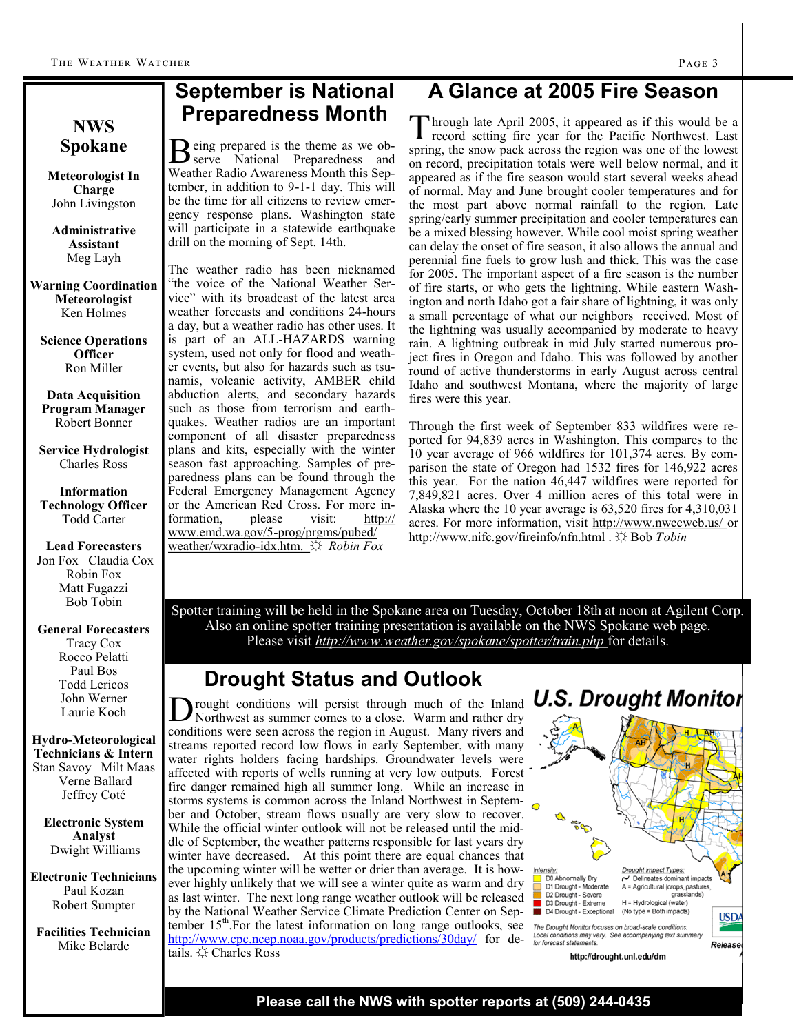## NWS Spokane

**Meteorologist In Charge**
John Livingston

**Administrative Assistant**
Meg Layh

**Warning Coordination Meteorologist**
Ken Holmes

**Science Operations Officer**
Ron Miller

**Data Acquisition Program Manager**
Robert Bonner

**Service Hydrologist**
Charles Ross

**Information Technology Officer**
Todd Carter

**Lead Forecasters**
Jon Fox Claudia Cox
Robin Fox
Matt Fugazzi
Bob Tobin

**General Forecasters**
Tracy Cox
Rocco Pelatti
Paul Bos
Todd Lericos
John Werner
Laurie Koch

**Hydro-Meteorological Technicians & Intern**
Stan Savoy Milt Maas
Verne Ballard
Jeffrey Coté

**Electronic System Analyst**
Dwight Williams

**Electronic Technicians**
Paul Kozan
Robert Sumpter

**Facilities Technician**
Mike Belarde

# September is National Preparedness Month

Being prepared is the theme as we observe National Preparedness and Weather Radio Awareness Month this September, in addition to 9-1-1 day. This will be the time for all citizens to review emergency response plans. Washington state will participate in a statewide earthquake drill on the morning of Sept. 14th.

The weather radio has been nicknamed "the voice of the National Weather Service" with its broadcast of the latest area weather forecasts and conditions 24-hours a day, but a weather radio has other uses. It is part of an ALL-HAZARDS warning system, used not only for flood and weather events, but also for hazards such as tsunamis, volcanic activity, AMBER child abduction alerts, and secondary hazards such as those from terrorism and earthquakes. Weather radios are an important component of all disaster preparedness plans and kits, especially with the winter season fast approaching. Samples of preparedness plans can be found through the Federal Emergency Management Agency or the American Red Cross. For more information, please visit: http://www.emd.wa.gov/5-prog/prgms/pubed/weather/wxradio-idx.htm. ☼ *Robin Fox*

# A Glance at 2005 Fire Season

Through late April 2005, it appeared as if this would be a record setting fire year for the Pacific Northwest. Last spring, the snow pack across the region was one of the lowest on record, precipitation totals were well below normal, and it appeared as if the fire season would start several weeks ahead of normal. May and June brought cooler temperatures and for the most part above normal rainfall to the region. Late spring/early summer precipitation and cooler temperatures can be a mixed blessing however. While cool moist spring weather can delay the onset of fire season, it also allows the annual and perennial fine fuels to grow lush and thick. This was the case for 2005. The important aspect of a fire season is the number of fire starts, or who gets the lightning. While eastern Washington and north Idaho got a fair share of lightning, it was only a small percentage of what our neighbors received. Most of the lightning was usually accompanied by moderate to heavy rain. A lightning outbreak in mid July started numerous project fires in Oregon and Idaho. This was followed by another round of active thunderstorms in early August across central Idaho and southwest Montana, where the majority of large fires were this year.

Through the first week of September 833 wildfires were reported for 94,839 acres in Washington. This compares to the 10 year average of 966 wildfires for 101,374 acres. By comparison the state of Oregon had 1532 fires for 146,922 acres this year. For the nation 46,447 wildfires were reported for 7,849,821 acres. Over 4 million acres of this total were in Alaska where the 10 year average is 63,520 fires for 4,310,031 acres. For more information, visit http://www.nwccweb.us/ or http://www.nifc.gov/fireinfo/nfn.html . ☼ Bob *Tobin*

Spotter training will be held in the Spokane area on Tuesday, October 18th at noon at Agilent Corp. Also an online spotter training presentation is available on the NWS Spokane web page. Please visit *http://www.weather.gov/spokane/spotter/train.php* for details.

# Drought Status and Outlook

Drought conditions will persist through much of the Inland Northwest as summer comes to a close. Warm and rather dry conditions were seen across the region in August. Many rivers and streams reported record low flows in early September, with many water rights holders facing hardships. Groundwater levels were affected with reports of wells running at very low outputs. Forest fire danger remained high all summer long. While an increase in storms systems is common across the Inland Northwest in September and October, stream flows usually are very slow to recover. While the official winter outlook will not be released until the middle of September, the weather patterns responsible for last years dry winter have decreased. At this point there are equal chances that the upcoming winter will be wetter or drier than average. It is however highly unlikely that we will see a winter quite as warm and dry as last winter. The next long range weather outlook will be released by the National Weather Service Climate Prediction Center on September 15th.For the latest information on long range outlooks, see http://www.cpc.ncep.noaa.gov/products/predictions/30day/ for details. ☼ Charles Ross

**U.S. Drought Monitor**

Intensity:
- D0 Abnormally Dry
- D1 Drought - Moderate
- D2 Drought - Severe
- D3 Drought - Extreme
- D4 Drought - Exceptional

Drought Impact Types:
- ~ Delineates dominant impacts
- A = Agricultural (crops, pastures, grasslands)
- H = Hydrological (water)
- (No type = Both impacts)

The Drought Monitor focuses on broad-scale conditions. Local conditions may vary. See accompanying text summary for forecast statements.

http://drought.unl.edu/dm

**Please call the NWS with spotter reports at (509) 244-0435**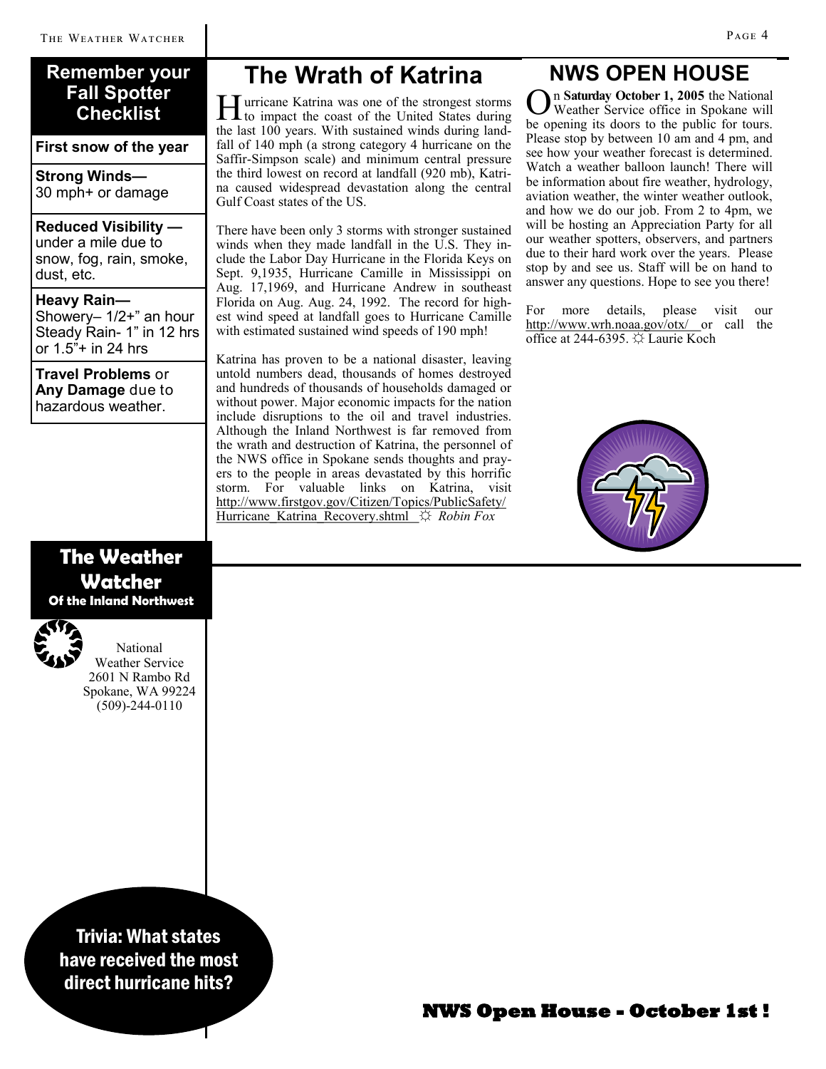## Remember your Fall Spotter Checklist

**First snow of the year**

**Strong Winds—** 30 mph+ or damage

**Reduced Visibility —** under a mile due to snow, fog, rain, smoke, dust, etc.

**Heavy Rain—** Showery– 1/2+" an hour Steady Rain- 1" in 12 hrs or 1.5"+ in 24 hrs

**Travel Problems** or **Any Damage** due to hazardous weather.

# The Wrath of Katrina

Hurricane Katrina was one of the strongest storms to impact the coast of the United States during the last 100 years. With sustained winds during landfall of 140 mph (a strong category 4 hurricane on the Saffir-Simpson scale) and minimum central pressure the third lowest on record at landfall (920 mb), Katrina caused widespread devastation along the central Gulf Coast states of the US.

There have been only 3 storms with stronger sustained winds when they made landfall in the U.S. They include the Labor Day Hurricane in the Florida Keys on Sept. 9,1935, Hurricane Camille in Mississippi on Aug. 17,1969, and Hurricane Andrew in southeast Florida on Aug. Aug. 24, 1992. The record for highest wind speed at landfall goes to Hurricane Camille with estimated sustained wind speeds of 190 mph!

Katrina has proven to be a national disaster, leaving untold numbers dead, thousands of homes destroyed and hundreds of thousands of households damaged or without power. Major economic impacts for the nation include disruptions to the oil and travel industries. Although the Inland Northwest is far removed from the wrath and destruction of Katrina, the personnel of the NWS office in Spokane sends thoughts and prayers to the people in areas devastated by this horrific storm. For valuable links on Katrina, visit http://www.firstgov.gov/Citizen/Topics/PublicSafety/Hurricane_Katrina_Recovery.shtml ☼ *Robin Fox*

# NWS OPEN HOUSE

On **Saturday October 1, 2005** the National Weather Service office in Spokane will be opening its doors to the public for tours. Please stop by between 10 am and 4 pm, and see how your weather forecast is determined. Watch a weather balloon launch! There will be information about fire weather, hydrology, aviation weather, the winter weather outlook, and how we do our job. From 2 to 4pm, we will be hosting an Appreciation Party for all our weather spotters, observers, and partners due to their hard work over the years. Please stop by and see us. Staff will be on hand to answer any questions. Hope to see you there!

For more details, please visit our http://www.wrh.noaa.gov/otx/ or call the office at 244-6395. ☼ Laurie Koch

## The Weather Watcher
**Of the Inland Northwest**

National Weather Service
2601 N Rambo Rd
Spokane, WA 99224
(509)-244-0110

**Trivia: What states have received the most direct hurricane hits?**

**NWS Open House - October 1st !**